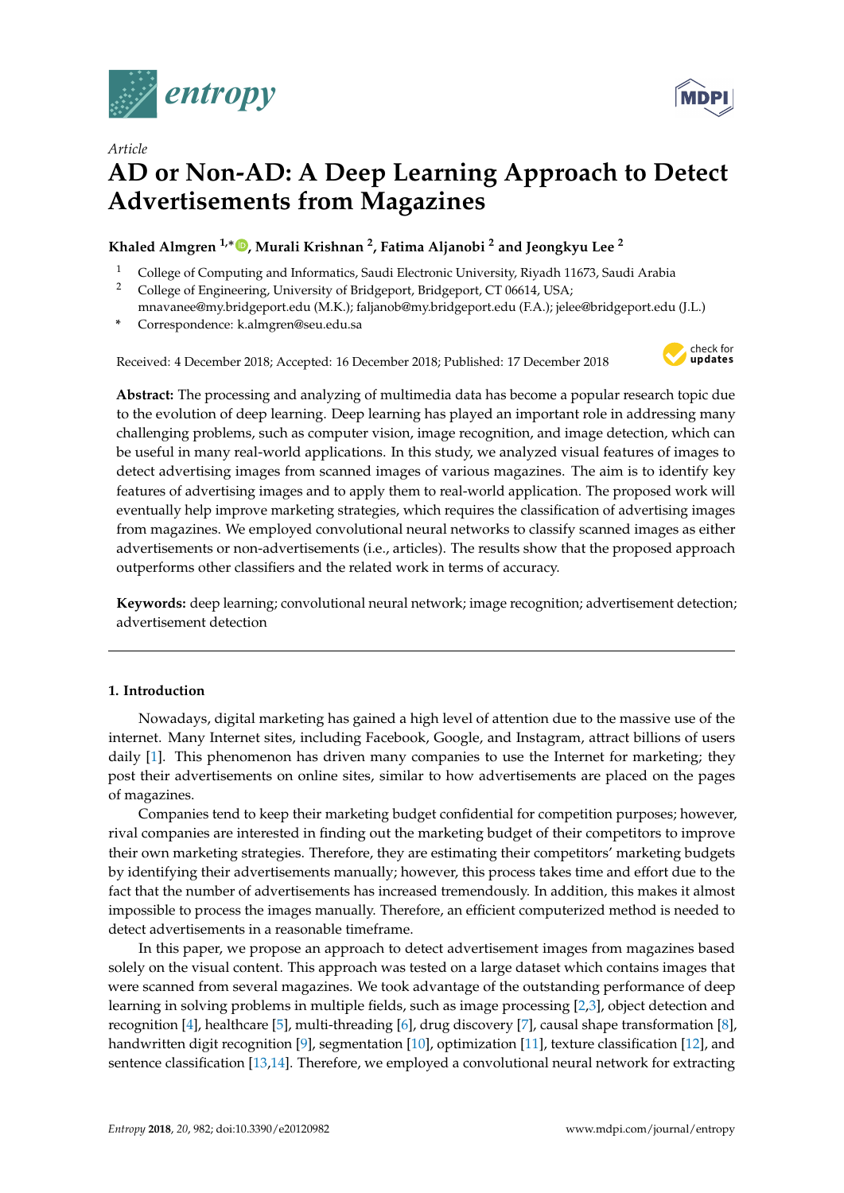*Article*

# AD or Non-AD: A Deep Learning Approach to Detect Advertisements from Magazines

**Khaled Almgren [1,*], Murali Krishnan [2], Fatima Aljanobi [2] and Jeongkyu Lee [2]**

[1] College of Computing and Informatics, Saudi Electronic University, Riyadh 11673, Saudi Arabia
[2] College of Engineering, University of Bridgeport, Bridgeport, CT 06614, USA; mnavanee@my.bridgeport.edu (M.K.); faljanob@my.bridgeport.edu (F.A.); jelee@bridgeport.edu (J.L.)
[*] Correspondence: k.almgren@seu.edu.sa

Received: 4 December 2018; Accepted: 16 December 2018; Published: 17 December 2018

**Abstract:** The processing and analyzing of multimedia data has become a popular research topic due to the evolution of deep learning. Deep learning has played an important role in addressing many challenging problems, such as computer vision, image recognition, and image detection, which can be useful in many real-world applications. In this study, we analyzed visual features of images to detect advertising images from scanned images of various magazines. The aim is to identify key features of advertising images and to apply them to real-world application. The proposed work will eventually help improve marketing strategies, which requires the classification of advertising images from magazines. We employed convolutional neural networks to classify scanned images as either advertisements or non-advertisements (i.e., articles). The results show that the proposed approach outperforms other classifiers and the related work in terms of accuracy.

**Keywords:** deep learning; convolutional neural network; image recognition; advertisement detection; advertisement detection

## 1. Introduction

Nowadays, digital marketing has gained a high level of attention due to the massive use of the internet. Many Internet sites, including Facebook, Google, and Instagram, attract billions of users daily [1]. This phenomenon has driven many companies to use the Internet for marketing; they post their advertisements on online sites, similar to how advertisements are placed on the pages of magazines.

Companies tend to keep their marketing budget confidential for competition purposes; however, rival companies are interested in finding out the marketing budget of their competitors to improve their own marketing strategies. Therefore, they are estimating their competitors' marketing budgets by identifying their advertisements manually; however, this process takes time and effort due to the fact that the number of advertisements has increased tremendously. In addition, this makes it almost impossible to process the images manually. Therefore, an efficient computerized method is needed to detect advertisements in a reasonable timeframe.

In this paper, we propose an approach to detect advertisement images from magazines based solely on the visual content. This approach was tested on a large dataset which contains images that were scanned from several magazines. We took advantage of the outstanding performance of deep learning in solving problems in multiple fields, such as image processing [2,3], object detection and recognition [4], healthcare [5], multi-threading [6], drug discovery [7], causal shape transformation [8], handwritten digit recognition [9], segmentation [10], optimization [11], texture classification [12], and sentence classification [13,14]. Therefore, we employed a convolutional neural network for extracting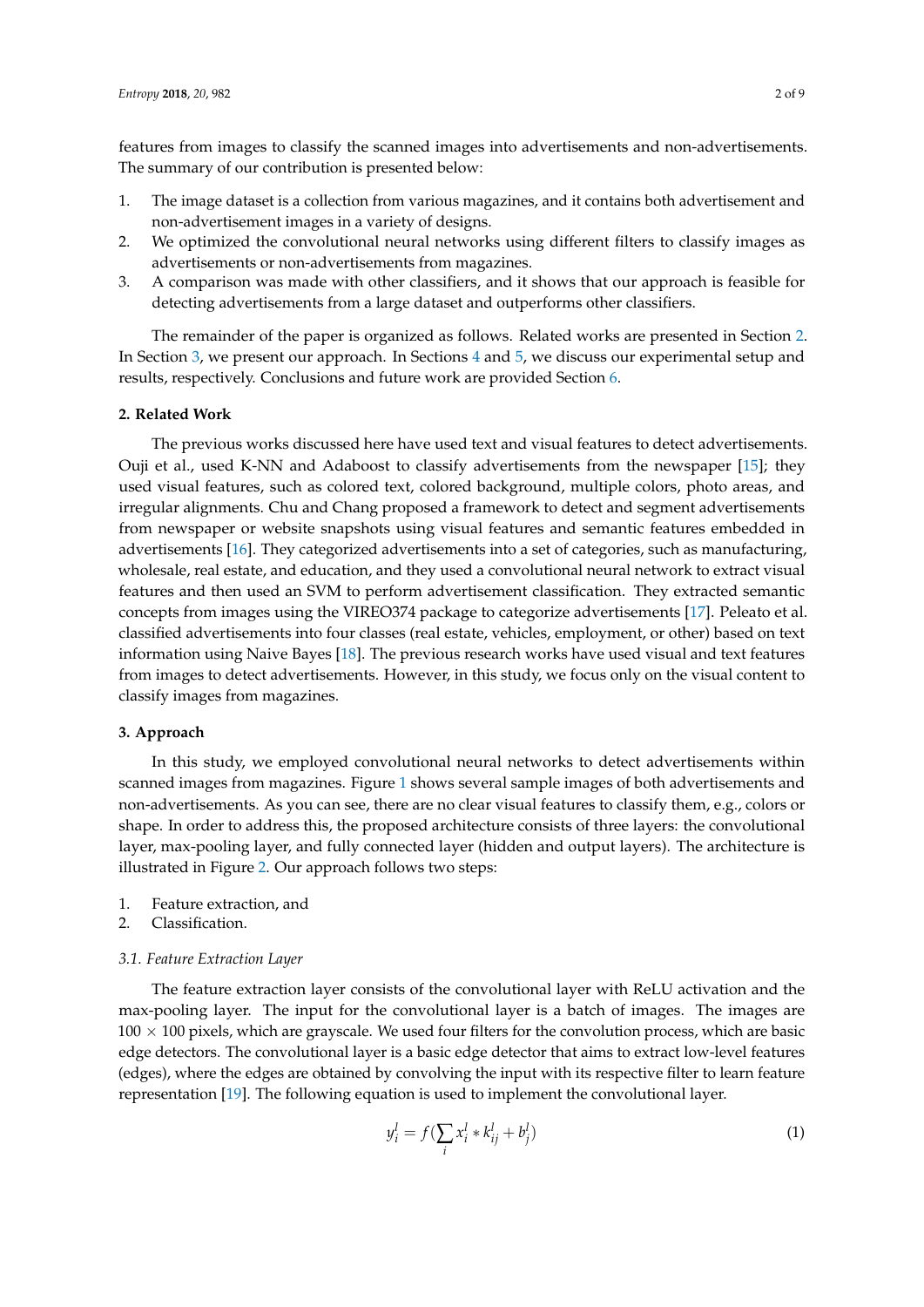features from images to classify the scanned images into advertisements and non-advertisements. The summary of our contribution is presented below:

1. The image dataset is a collection from various magazines, and it contains both advertisement and non-advertisement images in a variety of designs.
2. We optimized the convolutional neural networks using different filters to classify images as advertisements or non-advertisements from magazines.
3. A comparison was made with other classifiers, and it shows that our approach is feasible for detecting advertisements from a large dataset and outperforms other classifiers.

The remainder of the paper is organized as follows. Related works are presented in Section 2. In Section 3, we present our approach. In Sections 4 and 5, we discuss our experimental setup and results, respectively. Conclusions and future work are provided Section 6.

## 2. Related Work

The previous works discussed here have used text and visual features to detect advertisements. Ouji et al., used K-NN and Adaboost to classify advertisements from the newspaper [15]; they used visual features, such as colored text, colored background, multiple colors, photo areas, and irregular alignments. Chu and Chang proposed a framework to detect and segment advertisements from newspaper or website snapshots using visual features and semantic features embedded in advertisements [16]. They categorized advertisements into a set of categories, such as manufacturing, wholesale, real estate, and education, and they used a convolutional neural network to extract visual features and then used an SVM to perform advertisement classification. They extracted semantic concepts from images using the VIREO374 package to categorize advertisements [17]. Peleato et al. classified advertisements into four classes (real estate, vehicles, employment, or other) based on text information using Naive Bayes [18]. The previous research works have used visual and text features from images to detect advertisements. However, in this study, we focus only on the visual content to classify images from magazines.

## 3. Approach

In this study, we employed convolutional neural networks to detect advertisements within scanned images from magazines. Figure 1 shows several sample images of both advertisements and non-advertisements. As you can see, there are no clear visual features to classify them, e.g., colors or shape. In order to address this, the proposed architecture consists of three layers: the convolutional layer, max-pooling layer, and fully connected layer (hidden and output layers). The architecture is illustrated in Figure 2. Our approach follows two steps:

1. Feature extraction, and
2. Classification.

### 3.1. Feature Extraction Layer

The feature extraction layer consists of the convolutional layer with ReLU activation and the max-pooling layer. The input for the convolutional layer is a batch of images. The images are $100 \times 100$ pixels, which are grayscale. We used four filters for the convolution process, which are basic edge detectors. The convolutional layer is a basic edge detector that aims to extract low-level features (edges), where the edges are obtained by convolving the input with its respective filter to learn feature representation [19]. The following equation is used to implement the convolutional layer.

$$y_i^l = f\left(\sum_i x_i^l * k_{ij}^l + b_j^l\right) \tag{1}$$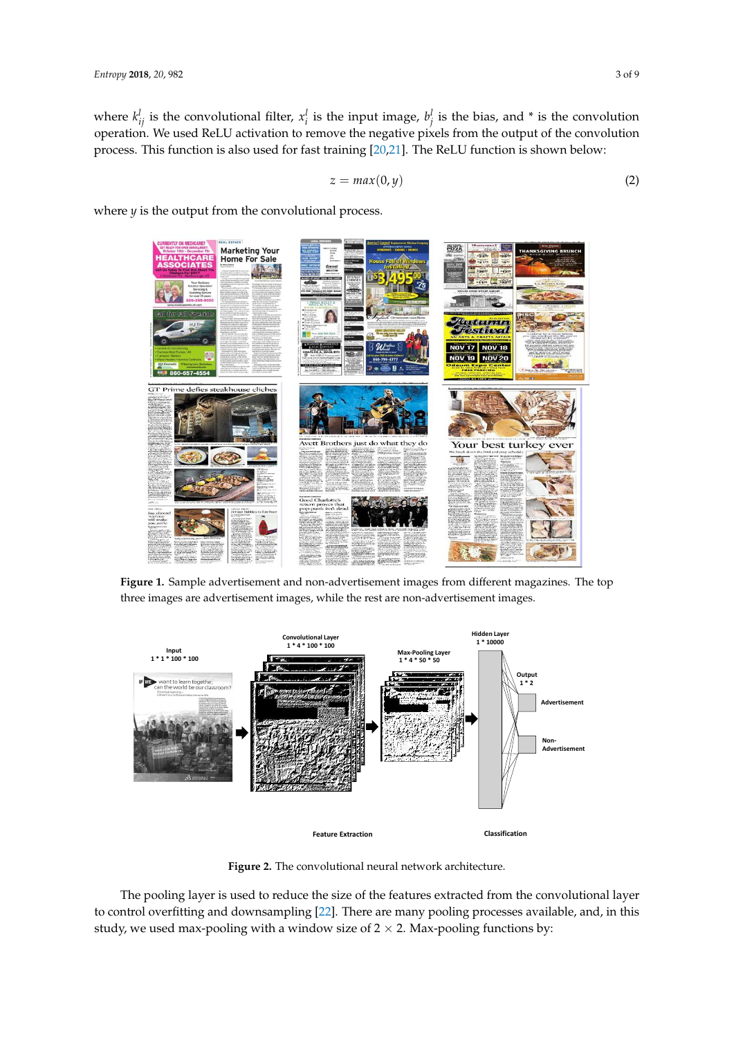where $k_{ij}^{l}$ is the convolutional filter, $x_i^l$ is the input image, $b_j^l$ is the bias, and * is the convolution operation. We used ReLU activation to remove the negative pixels from the output of the convolution process. This function is also used for fast training [20,21]. The ReLU function is shown below:

$$z = max(0, y) \tag{2}$$

where $y$ is the output from the convolutional process.

**Figure 1.** Sample advertisement and non-advertisement images from different magazines. The top three images are advertisement images, while the rest are non-advertisement images.

**Figure 2.** The convolutional neural network architecture.

The pooling layer is used to reduce the size of the features extracted from the convolutional layer to control overfitting and downsampling [22]. There are many pooling processes available, and, in this study, we used max-pooling with a window size of $2 \times 2$. Max-pooling functions by: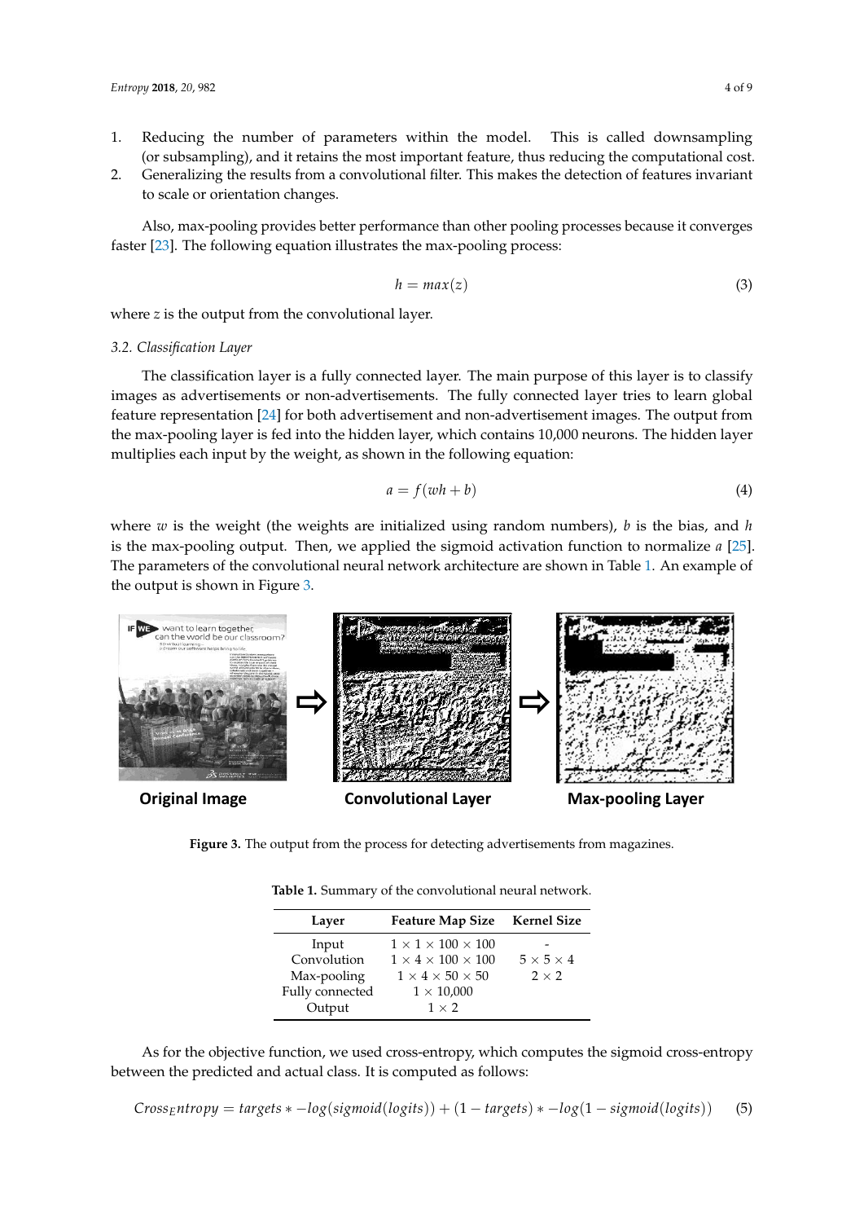1. Reducing the number of parameters within the model. This is called downsampling (or subsampling), and it retains the most important feature, thus reducing the computational cost.
2. Generalizing the results from a convolutional filter. This makes the detection of features invariant to scale or orientation changes.

Also, max-pooling provides better performance than other pooling processes because it converges faster [23]. The following equation illustrates the max-pooling process:

$$h = max(z) \tag{3}$$

where $z$ is the output from the convolutional layer.

### 3.2. Classification Layer

The classification layer is a fully connected layer. The main purpose of this layer is to classify images as advertisements or non-advertisements. The fully connected layer tries to learn global feature representation [24] for both advertisement and non-advertisement images. The output from the max-pooling layer is fed into the hidden layer, which contains 10,000 neurons. The hidden layer multiplies each input by the weight, as shown in the following equation:

$$a = f(wh + b) \tag{4}$$

where $w$ is the weight (the weights are initialized using random numbers), $b$ is the bias, and $h$ is the max-pooling output. Then, we applied the sigmoid activation function to normalize $a$ [25]. The parameters of the convolutional neural network architecture are shown in Table 1. An example of the output is shown in Figure 3.

Original Image → Convolutional Layer → Max-pooling Layer

**Figure 3.** The output from the process for detecting advertisements from magazines.

**Table 1.** Summary of the convolutional neural network.

| Layer | Feature Map Size | Kernel Size |
|---|---|---|
| Input | $1 \times 1 \times 100 \times 100$ | - |
| Convolution | $1 \times 4 \times 100 \times 100$ | $5 \times 5 \times 4$ |
| Max-pooling | $1 \times 4 \times 50 \times 50$ | $2 \times 2$ |
| Fully connected | $1 \times 10{,}000$ | |
| Output | $1 \times 2$ | |

As for the objective function, we used cross-entropy, which computes the sigmoid cross-entropy between the predicted and actual class. It is computed as follows:

$$Cross_Entropy = targets * -log(sigmoid(logits)) + (1 - targets) * -log(1 - sigmoid(logits)) \tag{5}$$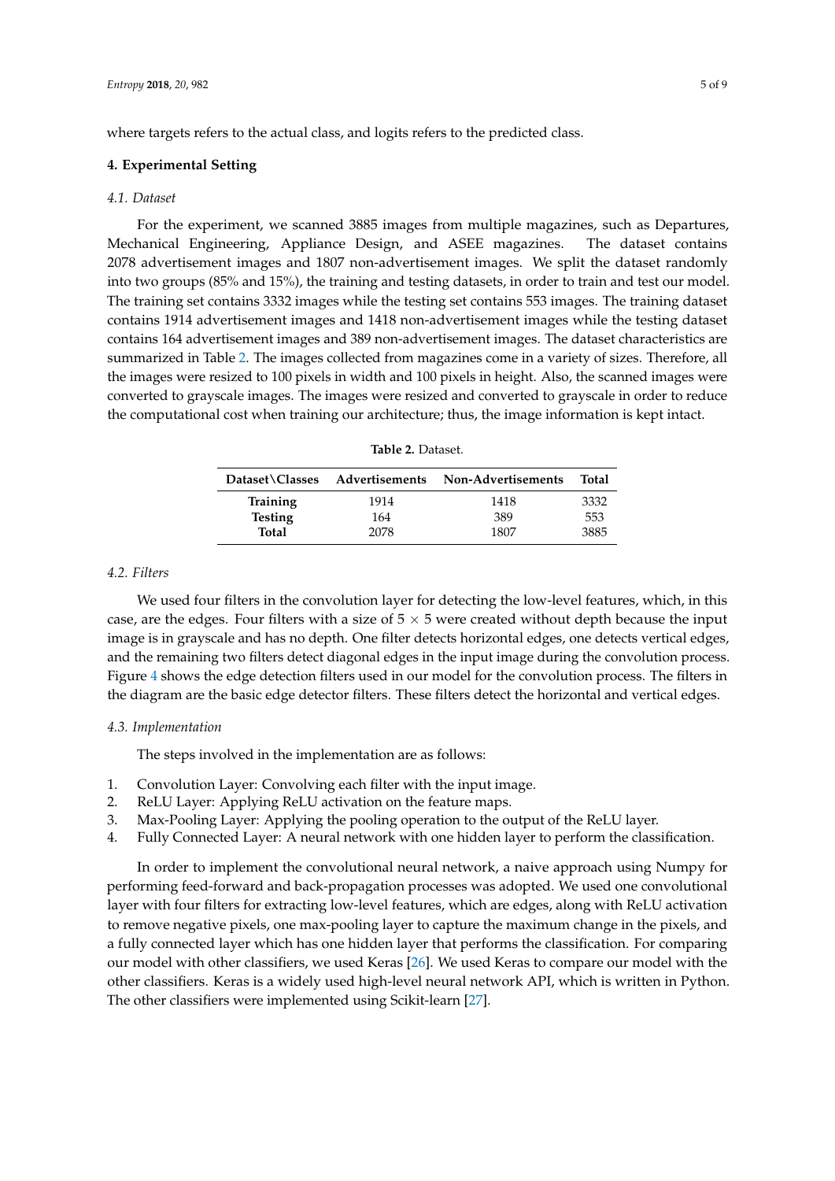where targets refers to the actual class, and logits refers to the predicted class.

## 4. Experimental Setting

### *4.1. Dataset*

For the experiment, we scanned 3885 images from multiple magazines, such as Departures, Mechanical Engineering, Appliance Design, and ASEE magazines. The dataset contains 2078 advertisement images and 1807 non-advertisement images. We split the dataset randomly into two groups (85% and 15%), the training and testing datasets, in order to train and test our model. The training set contains 3332 images while the testing set contains 553 images. The training dataset contains 1914 advertisement images and 1418 non-advertisement images while the testing dataset contains 164 advertisement images and 389 non-advertisement images. The dataset characteristics are summarized in Table 2. The images collected from magazines come in a variety of sizes. Therefore, all the images were resized to 100 pixels in width and 100 pixels in height. Also, the scanned images were converted to grayscale images. The images were resized and converted to grayscale in order to reduce the computational cost when training our architecture; thus, the image information is kept intact.

**Table 2.** Dataset.

| Dataset\Classes | Advertisements | Non-Advertisements | Total |
|---|---|---|---|
| **Training** | 1914 | 1418 | 3332 |
| **Testing** | 164 | 389 | 553 |
| **Total** | 2078 | 1807 | 3885 |

### *4.2. Filters*

We used four filters in the convolution layer for detecting the low-level features, which, in this case, are the edges. Four filters with a size of $5 \times 5$ were created without depth because the input image is in grayscale and has no depth. One filter detects horizontal edges, one detects vertical edges, and the remaining two filters detect diagonal edges in the input image during the convolution process. Figure 4 shows the edge detection filters used in our model for the convolution process. The filters in the diagram are the basic edge detector filters. These filters detect the horizontal and vertical edges.

### *4.3. Implementation*

The steps involved in the implementation are as follows:

1. Convolution Layer: Convolving each filter with the input image.
2. ReLU Layer: Applying ReLU activation on the feature maps.
3. Max-Pooling Layer: Applying the pooling operation to the output of the ReLU layer.
4. Fully Connected Layer: A neural network with one hidden layer to perform the classification.

In order to implement the convolutional neural network, a naive approach using Numpy for performing feed-forward and back-propagation processes was adopted. We used one convolutional layer with four filters for extracting low-level features, which are edges, along with ReLU activation to remove negative pixels, one max-pooling layer to capture the maximum change in the pixels, and a fully connected layer which has one hidden layer that performs the classification. For comparing our model with other classifiers, we used Keras [26]. We used Keras to compare our model with the other classifiers. Keras is a widely used high-level neural network API, which is written in Python. The other classifiers were implemented using Scikit-learn [27].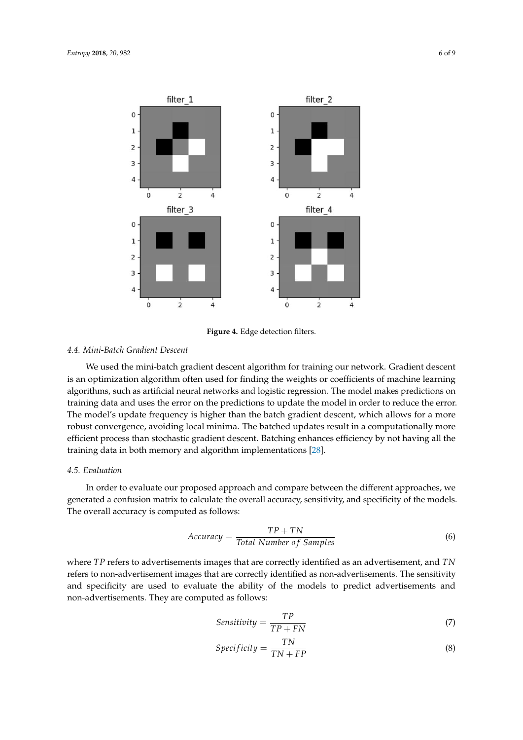**Figure 4.** Edge detection filters.

### 4.4. Mini-Batch Gradient Descent

We used the mini-batch gradient descent algorithm for training our network. Gradient descent is an optimization algorithm often used for finding the weights or coefficients of machine learning algorithms, such as artificial neural networks and logistic regression. The model makes predictions on training data and uses the error on the predictions to update the model in order to reduce the error. The model's update frequency is higher than the batch gradient descent, which allows for a more robust convergence, avoiding local minima. The batched updates result in a computationally more efficient process than stochastic gradient descent. Batching enhances efficiency by not having all the training data in both memory and algorithm implementations [28].

### 4.5. Evaluation

In order to evaluate our proposed approach and compare between the different approaches, we generated a confusion matrix to calculate the overall accuracy, sensitivity, and specificity of the models. The overall accuracy is computed as follows:

$$Accuracy = \frac{TP + TN}{Total\ Number\ of\ Samples} \tag{6}$$

where $TP$ refers to advertisements images that are correctly identified as an advertisement, and $TN$ refers to non-advertisement images that are correctly identified as non-advertisements. The sensitivity and specificity are used to evaluate the ability of the models to predict advertisements and non-advertisements. They are computed as follows:

$$Sensitivity = \frac{TP}{TP + FN} \tag{7}$$

$$Specificity = \frac{TN}{TN + FP} \tag{8}$$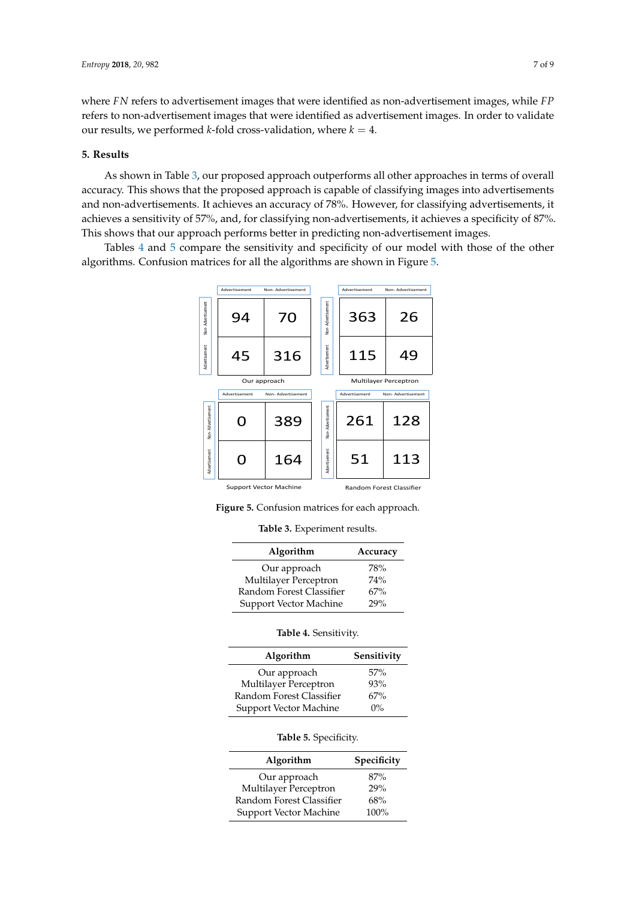where *FN* refers to advertisement images that were identified as non-advertisement images, while *FP* refers to non-advertisement images that were identified as advertisement images. In order to validate our results, we performed $k$-fold cross-validation, where $k = 4$.

## 5. Results

As shown in Table 3, our proposed approach outperforms all other approaches in terms of overall accuracy. This shows that the proposed approach is capable of classifying images into advertisements and non-advertisements. It achieves an accuracy of 78%. However, for classifying advertisements, it achieves a sensitivity of 57%, and, for classifying non-advertisements, it achieves a specificity of 87%. This shows that our approach performs better in predicting non-advertisement images.

Tables 4 and 5 compare the sensitivity and specificity of our model with those of the other algorithms. Confusion matrices for all the algorithms are shown in Figure 5.

Our approach

| | Advertisement | Non- Advertisement |
|---|---|---|
| Non- Advertisement | 94 | 70 |
| Advertisement | 45 | 316 |

Multilayer Perceptron

| | Advertisement | Non- Advertisement |
|---|---|---|
| Non- Advertisement | 363 | 26 |
| Advertisement | 115 | 49 |

Support Vector Machine

| | Advertisement | Non- Advertisement |
|---|---|---|
| Non- Advertisement | 0 | 389 |
| Advertisement | 0 | 164 |

Random Forest Classifier

| | Advertisement | Non- Advertisement |
|---|---|---|
| Non- Advertisement | 261 | 128 |
| Advertisement | 51 | 113 |

**Figure 5.** Confusion matrices for each approach.

**Table 3.** Experiment results.

| Algorithm | Accuracy |
|---|---|
| Our approach | 78% |
| Multilayer Perceptron | 74% |
| Random Forest Classifier | 67% |
| Support Vector Machine | 29% |

**Table 4.** Sensitivity.

| Algorithm | Sensitivity |
|---|---|
| Our approach | 57% |
| Multilayer Perceptron | 93% |
| Random Forest Classifier | 67% |
| Support Vector Machine | 0% |

**Table 5.** Specificity.

| Algorithm | Specificity |
|---|---|
| Our approach | 87% |
| Multilayer Perceptron | 29% |
| Random Forest Classifier | 68% |
| Support Vector Machine | 100% |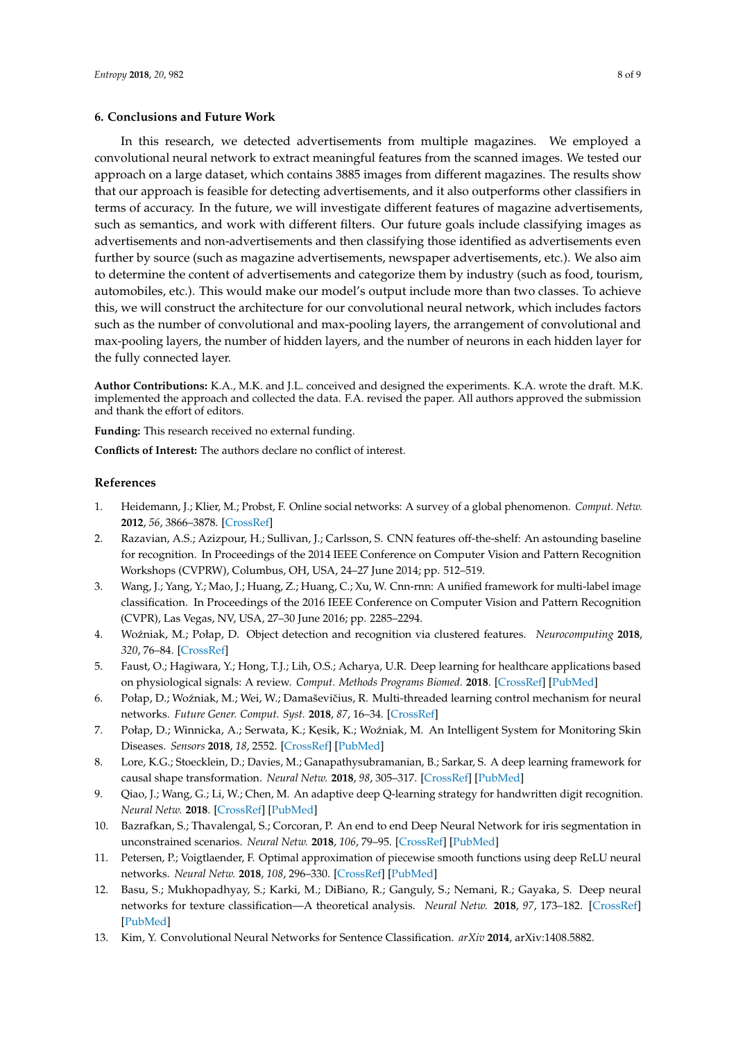## 6. Conclusions and Future Work

In this research, we detected advertisements from multiple magazines. We employed a convolutional neural network to extract meaningful features from the scanned images. We tested our approach on a large dataset, which contains 3885 images from different magazines. The results show that our approach is feasible for detecting advertisements, and it also outperforms other classifiers in terms of accuracy. In the future, we will investigate different features of magazine advertisements, such as semantics, and work with different filters. Our future goals include classifying images as advertisements and non-advertisements and then classifying those identified as advertisements even further by source (such as magazine advertisements, newspaper advertisements, etc.). We also aim to determine the content of advertisements and categorize them by industry (such as food, tourism, automobiles, etc.). This would make our model's output include more than two classes. To achieve this, we will construct the architecture for our convolutional neural network, which includes factors such as the number of convolutional and max-pooling layers, the arrangement of convolutional and max-pooling layers, the number of hidden layers, and the number of neurons in each hidden layer for the fully connected layer.

**Author Contributions:** K.A., M.K. and J.L. conceived and designed the experiments. K.A. wrote the draft. M.K. implemented the approach and collected the data. F.A. revised the paper. All authors approved the submission and thank the effort of editors.

**Funding:** This research received no external funding.

**Conflicts of Interest:** The authors declare no conflict of interest.

## References

1. Heidemann, J.; Klier, M.; Probst, F. Online social networks: A survey of a global phenomenon. *Comput. Netw.* **2012**, *56*, 3866–3878. [CrossRef]
2. Razavian, A.S.; Azizpour, H.; Sullivan, J.; Carlsson, S. CNN features off-the-shelf: An astounding baseline for recognition. In Proceedings of the 2014 IEEE Conference on Computer Vision and Pattern Recognition Workshops (CVPRW), Columbus, OH, USA, 24–27 June 2014; pp. 512–519.
3. Wang, J.; Yang, Y.; Mao, J.; Huang, Z.; Huang, C.; Xu, W. Cnn-rnn: A unified framework for multi-label image classification. In Proceedings of the 2016 IEEE Conference on Computer Vision and Pattern Recognition (CVPR), Las Vegas, NV, USA, 27–30 June 2016; pp. 2285–2294.
4. Woźniak, M.; Połap, D. Object detection and recognition via clustered features. *Neurocomputing* **2018**, *320*, 76–84. [CrossRef]
5. Faust, O.; Hagiwara, Y.; Hong, T.J.; Lih, O.S.; Acharya, U.R. Deep learning for healthcare applications based on physiological signals: A review. *Comput. Methods Programs Biomed.* **2018**. [CrossRef] [PubMed]
6. Połap, D.; Woźniak, M.; Wei, W.; Damaševičius, R. Multi-threaded learning control mechanism for neural networks. *Future Gener. Comput. Syst.* **2018**, *87*, 16–34. [CrossRef]
7. Połap, D.; Winnicka, A.; Serwata, K.; Kęsik, K.; Woźniak, M. An Intelligent System for Monitoring Skin Diseases. *Sensors* **2018**, *18*, 2552. [CrossRef] [PubMed]
8. Lore, K.G.; Stoecklein, D.; Davies, M.; Ganapathysubramanian, B.; Sarkar, S. A deep learning framework for causal shape transformation. *Neural Netw.* **2018**, *98*, 305–317. [CrossRef] [PubMed]
9. Qiao, J.; Wang, G.; Li, W.; Chen, M. An adaptive deep Q-learning strategy for handwritten digit recognition. *Neural Netw.* **2018**. [CrossRef] [PubMed]
10. Bazrafkan, S.; Thavalengal, S.; Corcoran, P. An end to end Deep Neural Network for iris segmentation in unconstrained scenarios. *Neural Netw.* **2018**, *106*, 79–95. [CrossRef] [PubMed]
11. Petersen, P.; Voigtlaender, F. Optimal approximation of piecewise smooth functions using deep ReLU neural networks. *Neural Netw.* **2018**, *108*, 296–330. [CrossRef] [PubMed]
12. Basu, S.; Mukhopadhyay, S.; Karki, M.; DiBiano, R.; Ganguly, S.; Nemani, R.; Gayaka, S. Deep neural networks for texture classification—A theoretical analysis. *Neural Netw.* **2018**, *97*, 173–182. [CrossRef] [PubMed]
13. Kim, Y. Convolutional Neural Networks for Sentence Classification. *arXiv* **2014**, arXiv:1408.5882.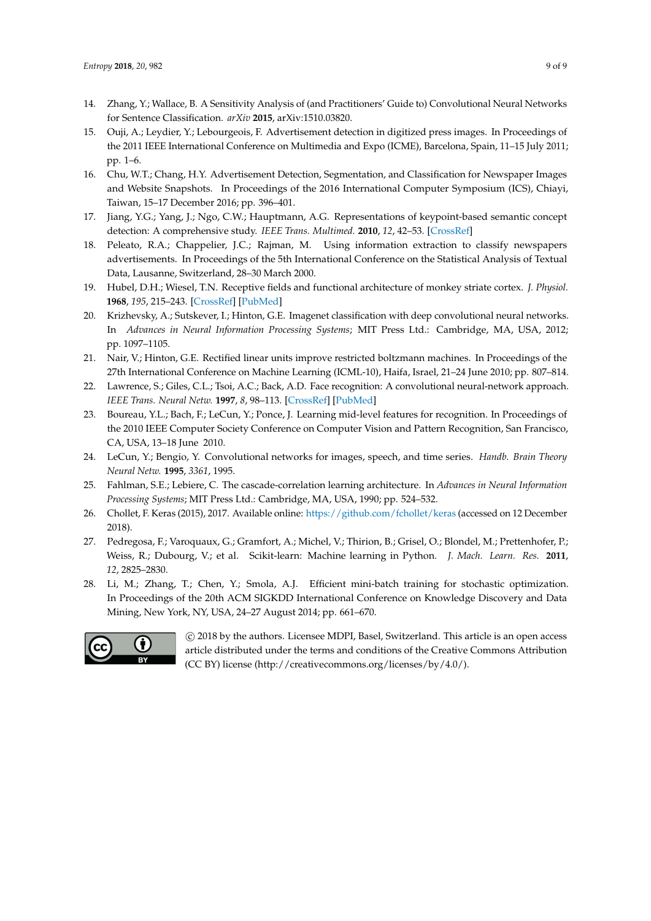14. Zhang, Y.; Wallace, B. A Sensitivity Analysis of (and Practitioners' Guide to) Convolutional Neural Networks for Sentence Classification. *arXiv* **2015**, arXiv:1510.03820.
15. Ouji, A.; Leydier, Y.; Lebourgeois, F. Advertisement detection in digitized press images. In Proceedings of the 2011 IEEE International Conference on Multimedia and Expo (ICME), Barcelona, Spain, 11–15 July 2011; pp. 1–6.
16. Chu, W.T.; Chang, H.Y. Advertisement Detection, Segmentation, and Classification for Newspaper Images and Website Snapshots. In Proceedings of the 2016 International Computer Symposium (ICS), Chiayi, Taiwan, 15–17 December 2016; pp. 396–401.
17. Jiang, Y.G.; Yang, J.; Ngo, C.W.; Hauptmann, A.G. Representations of keypoint-based semantic concept detection: A comprehensive study. *IEEE Trans. Multimed.* **2010**, *12*, 42–53. [CrossRef]
18. Peleato, R.A.; Chappelier, J.C.; Rajman, M. Using information extraction to classify newspapers advertisements. In Proceedings of the 5th International Conference on the Statistical Analysis of Textual Data, Lausanne, Switzerland, 28–30 March 2000.
19. Hubel, D.H.; Wiesel, T.N. Receptive fields and functional architecture of monkey striate cortex. *J. Physiol.* **1968**, *195*, 215–243. [CrossRef] [PubMed]
20. Krizhevsky, A.; Sutskever, I.; Hinton, G.E. Imagenet classification with deep convolutional neural networks. In *Advances in Neural Information Processing Systems*; MIT Press Ltd.: Cambridge, MA, USA, 2012; pp. 1097–1105.
21. Nair, V.; Hinton, G.E. Rectified linear units improve restricted boltzmann machines. In Proceedings of the 27th International Conference on Machine Learning (ICML-10), Haifa, Israel, 21–24 June 2010; pp. 807–814.
22. Lawrence, S.; Giles, C.L.; Tsoi, A.C.; Back, A.D. Face recognition: A convolutional neural-network approach. *IEEE Trans. Neural Netw.* **1997**, *8*, 98–113. [CrossRef] [PubMed]
23. Boureau, Y.L.; Bach, F.; LeCun, Y.; Ponce, J. Learning mid-level features for recognition. In Proceedings of the 2010 IEEE Computer Society Conference on Computer Vision and Pattern Recognition, San Francisco, CA, USA, 13–18 June 2010.
24. LeCun, Y.; Bengio, Y. Convolutional networks for images, speech, and time series. *Handb. Brain Theory Neural Netw.* **1995**, *3361*, 1995.
25. Fahlman, S.E.; Lebiere, C. The cascade-correlation learning architecture. In *Advances in Neural Information Processing Systems*; MIT Press Ltd.: Cambridge, MA, USA, 1990; pp. 524–532.
26. Chollet, F. Keras (2015), 2017. Available online: https://github.com/fchollet/keras (accessed on 12 December 2018).
27. Pedregosa, F.; Varoquaux, G.; Gramfort, A.; Michel, V.; Thirion, B.; Grisel, O.; Blondel, M.; Prettenhofer, P.; Weiss, R.; Dubourg, V.; et al. Scikit-learn: Machine learning in Python. *J. Mach. Learn. Res.* **2011**, *12*, 2825–2830.
28. Li, M.; Zhang, T.; Chen, Y.; Smola, A.J. Efficient mini-batch training for stochastic optimization. In Proceedings of the 20th ACM SIGKDD International Conference on Knowledge Discovery and Data Mining, New York, NY, USA, 24–27 August 2014; pp. 661–670.

© 2018 by the authors. Licensee MDPI, Basel, Switzerland. This article is an open access article distributed under the terms and conditions of the Creative Commons Attribution (CC BY) license (http://creativecommons.org/licenses/by/4.0/).